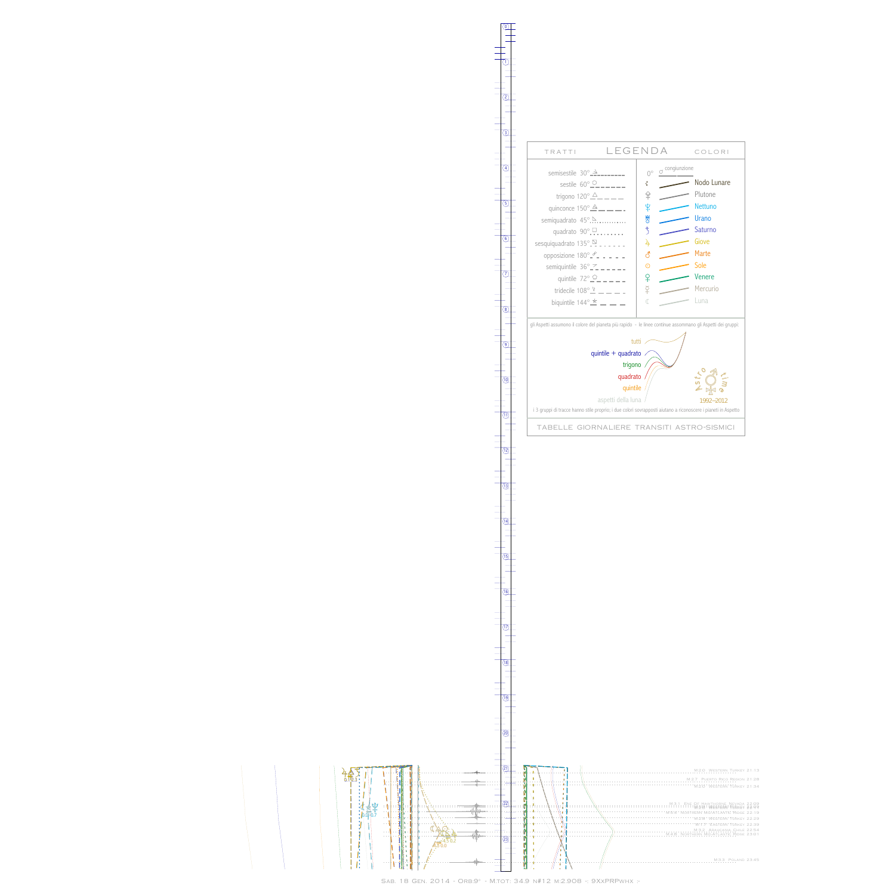## LEGENDA

**TRATTI**

- semisestile 30°
- sestile 60°
- trigono 120°
- quinconce 150°
- semiquadrato 45°
- quadrato 90°
- sesquiquadrato 135°
- opposizione 180°
- semiquintile 36°
- quintile 72°
- tridecile 108°
- biquintile 144°

**COLORI**

- 0° congiunzione
- Nodo Lunare
- Plutone
- Nettuno
- Urano
- Saturno
- Giove
- Marte
- Sole
- Venere
- Mercurio
- Luna

gli Aspetti assumono il colore del pianeta più rapido - le linee continue assommano gli Aspetti dei gruppi:

- tutti
- quintile + quadrato
- trigono
- quadrato
- quintile
- aspetti della luna

Astro time 1992–2012

i 3 gruppi di tracce hanno stile proprio; i due colori sovrapposti aiutano a riconoscere i pianeti in Aspetto

TABELLE GIORNALIERE TRANSITI ASTRO-SISMICI

M:2.6 Western Turkey 21:13
M:2.7 Puerto Rico Region 21:28
M:3.3 Western Turkey 21:34
M:3.1 Sw of Hawthorne, Nevada 22:09
M:3.8 Western Turkey 22:11
M:5.4 Northern Mid-Atlantic Ridge 22:19
M:2.8 Western Turkey 22:29
M:2.7 Western Turkey 22:39
M:3.2 Araucania, Chile 22:54
M:4.8 Northern Mid-Atlantic Ridge 23:01
M:3.3 Poland 23:45

Sab. 18 Gen. 2014 - Orb:9° - M.tot: 34.9 n#12 m:2.908 -: 9XxPRPwhx :-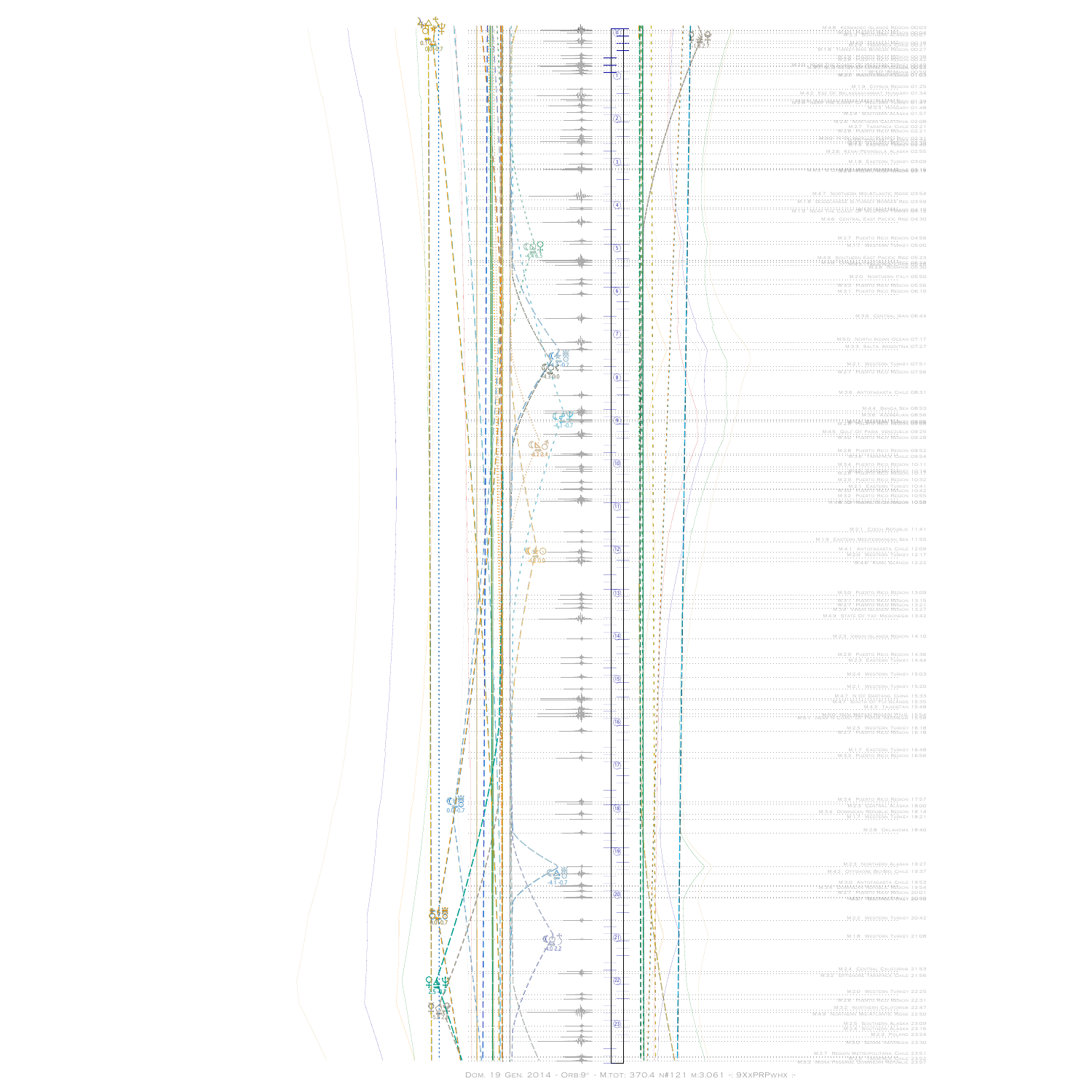M:4.8 Kermadec Islands Region 00:03
M:2.1 Southern Alaska 00:04
M:2.? Hawaii 00:18
M:1.8 ... 00:27
M:2.8 Puerto Rico Region 00:38
M:2.7 Puerto Rico Region 00:42
... 00:53
M:2.0 Puerto Rico Region 01:03
M:1.9 Cyprus Region 01:25
M:4.2 Isl. Of Balassagyarmat, Hungary 01:34
... 01:39
M:2.1 Hungary 01:46
M:2.4 Southern Alaska 01:57
M:2.6 Northern California 02:08
M:2.7 Tarapaca Chile 02:1?
M:2.8 Puerto Rico Region 02:21
M:3.? ... 02:31
M:1.5 Eastern Turkey 02:40
M:2.6 Kenai Peninsula Alaska 02:55
M:1.8 Eastern Turkey 03:09
... 03:19
M:4.7 Northern Mid-Atlantic Ridge 03:54
M:1.9 Georgia-Armenia-Turkey Border Reg 03:59
... 04:12
M:4.6 Central East Pacific Rise 04:30
M:2.7 Puerto Rico Region 04:56
M:1.7 Western Turkey 05:00
M:4.4 Southern East Pacific Rise 05:23
... 05:26
M:2.6 Romania 05:30
M:2.0 Northern Italy 05:50
M:2.? Puerto Rico Region 05:56
M:3.1 Puerto Rico Region 06:10
M:3.6 Central Iran 06:44
M:5.0 North Indian Ocean 07:17
M:3.3 Salta, Argentina 07:27
M:2.1 Western Turkey 07:51
M:2.7 Puerto Rico Region 07:56
M:3.6 Antofagasta, Chile 08:31
M:4.4 Banda Sea 08:53
M:3.8 Kazakhstan 08:56
... 09:09
M:4.5 Gulf Of Paria, Venezuela 09:25
M:3.0 Puerto Rico Region 09:28
M:2.8 Puerto Rico Region 09:52
M:... Chile 09:54
M:3.4 Puerto Rico Region 10:11
... 10:14
M:2.3 Puerto Rico Region 10:32
M:2.? Eastern Turkey 10:41
M:3.0 Puerto Rico Region 10:42
M:3.2 Puerto Rico Region 10:55
... 10:58
M:2.1 Czech Republic 11:41
M:1.9 Eastern Mediterranean Sea 11:55
M:4.1 Antofagasta, Chile 12:09
M:2.0 Western Turkey 12:17
M:4.6 Kuril Islands 12:22
M:3.0 Puerto Rico Region 13:09
M:2.? Puerto Rico Region 13:15
M:2.7 Puerto Rico Region 13:21
M:3.? Virgin Islands Region 13:27
M:4.9 State Of Yap, Micronesia 13:42
M:2.3 Virgin Islands Region 14:10
M:2.9 Puerto Rico Region 14:36
M:2.3 Eastern Turkey 14:44
M:2.4 Western Turkey 15:03
M:2.1 Western Turkey 15:20
M:4.7 ... China 15:33
M:4.? ... Islands 15:35
M:4.3 Tajikistan 15:48
... 15:54
... 15:56
M:2.5 Western Turkey 16:18
M:2.7 Puerto Rico Region 16:18
M:1.7 Eastern Turkey 16:48
M:3.3 Puerto Rico Region 16:56
M:3.4 Puerto Rico Region 17:57
M:2.3 Central Alaska 18:00
M:3.4 Dominican Republic 18:14
M:1.7 Western Turkey 18:21
M:2.9 Oklahoma 18:40
M:2.3 Northern Alaska 19:27
M:4.6 Offshore Bio-Bio Chile 19:37
M:3.0 Antofagasta Chile 19:53
M:3.4 ... Region 19:54
M:2.7 Puerto Rico Region 20:01
M:2.? Eastern Turkey 20:08
M:2.2 Western Turkey 20:42
M:1.8 Western Turkey 21:08
M:2.4 Central California 21:53
M:3.7 Offshore Tarapaca Chile 21:56
M:2.0 Western Turkey 22:25
M:2.9 Puerto Rico Region 22:31
M:3.2 Northern California 22:47
M:4.9 Northern Mid-Atlantic Ridge 22:50
M:2.5 Southern Alaska 23:09
M:2.? Southern Alaska 23:16
M:2.? Poland 23:24
M:5.0 ... 23:30
M:2.7 Region Metropolitana Chile 23:51
... Chile 23:52
M:3.3 Mona Passage, Dominican Republic 23:57

Dom. 19 Gen. 2014 - Orb:9° - M.tot: 370.4 N#121 M:3.061 -: 9XXPRPWHX :-